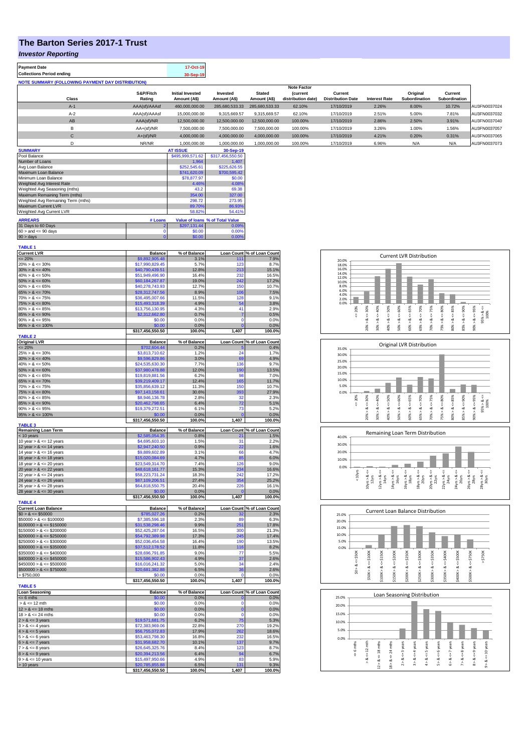# The Barton Series 2017-1 Trust

## *Investor Reporting*

| Payment Date | 17-Oct-19 |
|---|---|
| Collections Period ending | 30-Sep-19 |

**NOTE SUMMARY (FOLLOWING PAYMENT DAY DISTRIBUTION)**

| Class | S&P/Fitch Rating | Initial Invested Amount (A$) | Invested Amount (A$) | Stated Amount (A$) | Note Factor (current distribution date) | Current Distribution Date | Interest Rate | Original Subordination | Current Subordination | |
|---|---|---|---|---|---|---|---|---|---|---|
| A-1 | AAA(sf)/AAAsf | 460,000,000.00 | 285,680,533.33 | 285,680,533.33 | 62.10% | 17/10/2019 | 2.26% | 8.00% | 10.72% | AU3FN0037024 |
| A-2 | AAA(sf)/AAAsf | 15,000,000.00 | 9,315,669.57 | 9,315,669.57 | 62.10% | 17/10/2019 | 2.51% | 5.00% | 7.81% | AU3FN0037032 |
| AB | AAA(sf)/NR | 12,500,000.00 | 12,500,000.00 | 12,500,000.00 | 100.00% | 17/10/2019 | 2.86% | 2.50% | 3.91% | AU3FN0037040 |
| B | AA+(sf)/NR | 7,500,000.00 | 7,500,000.00 | 7,500,000.00 | 100.00% | 17/10/2019 | 3.26% | 1.00% | 1.56% | AU3FN0037057 |
| C | A+(sf)/NR | 4,000,000.00 | 4,000,000.00 | 4,000,000.00 | 100.00% | 17/10/2019 | 4.21% | 0.20% | 0.31% | AU3FN0037065 |
| D | NR/NR | 1,000,000.00 | 1,000,000.00 | 1,000,000.00 | 100.00% | 17/10/2019 | 6.96% | N/A | N/A | AU3FN0037073 |

| SUMMARY | AT ISSUE | 30-Sep-19 |
|---|---|---|
| Pool Balance | $495,999,571.62 | $317,456,550.50 |
| Number of Loans | 1,964 | 1,407 |
| Avg Loan Balance | $252,545.61 | $225,626.55 |
| Maximum Loan Balance | $741,620.09 | $700,595.42 |
| Minimum Loan Balance | $78,877.97 | $0.00 |
| Weighted Avg Interest Rate | 4.46% | 4.08% |
| Weighted Avg Seasoning (mths) | 43.2 | 69.38 |
| Maximum Remaining Term (mths) | 354.00 | 327.00 |
| Weighted Avg Remaining Term (mths) | 298.72 | 273.95 |
| Maximum Current LVR | 89.70% | 86.93% |
| Weighted Avg Current LVR | 58.82% | 54.41% |

| ARREARS | # Loans | Value of loans | % of Total Value |
|---|---|---|---|
| 31 Days to 60 Days | 2 | $297,131.44 | 0.09% |
| 60 > and <= 90 days | 0 | $0.00 | 0.00% |
| 90 > days | 0 | $0.00 | 0.00% |

**TABLE 1**

| Current LVR | Balance | % of Balance | Loan Count | % of Loan Count |
|---|---|---|---|---|
| <= 20% | $9,892,905.48 | 3.1% | 111 | 7.9% |
| 20% > & <= 30% | $17,990,829.45 | 5.7% | 123 | 8.7% |
| 30% > & <= 40% | $40,790,439.51 | 12.8% | 213 | 15.1% |
| 40% > & <= 50% | $51,949,496.90 | 16.4% | 232 | 16.5% |
| 50% > & <= 60% | $60,184,267.87 | 19.0% | 242 | 17.2% |
| 60% > & <= 65% | $40,278,743.93 | 12.7% | 150 | 10.7% |
| 65% > & <= 70% | $28,312,747.56 | 8.9% | 106 | 7.5% |
| 70% > & <= 75% | $36,495,007.66 | 11.5% | 128 | 9.1% |
| 75% > & <= 80% | $15,493,318.39 | 4.9% | 54 | 3.8% |
| 80% > & <= 85% | $13,756,130.95 | 4.3% | 41 | 2.9% |
| 85% > & <= 90% | $2,312,662.80 | 0.7% | 7 | 0.5% |
| 90% > & <= 95% | $0.00 | 0.0% | 0 | 0.0% |
| 95% > & <= 100% | $0.00 | 0.0% | 0 | 0.0% |
| | $317,456,550.50 | 100.0% | 1,407 | 100.0% |

**TABLE 2**

| Original LVR | Balance | % of Balance | Loan Count | % of Loan Count |
|---|---|---|---|---|
| <= 20% | $702,604.44 | 0.2% | 5 | 0.4% |
| 25% > & <= 30% | $3,813,710.62 | 1.2% | 24 | 1.7% |
| 30% > & <= 40% | $9,596,829.86 | 3.0% | 69 | 4.9% |
| 40% > & <= 50% | $24,535,630.30 | 7.7% | 136 | 9.7% |
| 50% > & <= 60% | $37,960,478.88 | 12.0% | 190 | 13.5% |
| 60% > & <= 65% | $19,819,881.56 | 6.2% | 98 | 7.0% |
| 65% > & <= 70% | $39,219,409.17 | 12.4% | 165 | 11.7% |
| 70% > & <= 75% | $35,856,639.12 | 11.3% | 150 | 10.7% |
| 75% > & <= 80% | $97,143,158.61 | 30.6% | 393 | 27.9% |
| 80% > & <= 85% | $8,946,136.78 | 2.8% | 32 | 2.3% |
| 85% > & <= 90% | $20,462,798.65 | 6.4% | 72 | 5.1% |
| 90% > & <= 95% | $19,379,272.51 | 6.1% | 73 | 5.2% |
| 95% > & <= 100% | $0.00 | 0.0% | 0 | 0.0% |
| | $317,456,550.50 | 100.0% | 1,407 | 100.0% |

**TABLE 3**

| Remaining Loan Term | Balance | % of Balance | Loan Count | % of Loan Count |
|---|---|---|---|---|
| < 10 years | $2,585,054.35 | 0.8% | 21 | 1.5% |
| 10 year > & <= 12 years | $4,695,603.10 | 1.5% | 31 | 2.2% |
| 12 year > & <= 14 years | $2,947,240.50 | 0.9% | 22 | 1.6% |
| 14 year > & <= 16 years | $9,889,602.89 | 3.1% | 66 | 4.7% |
| 16 year > & <= 18 years | $15,020,084.69 | 4.7% | 85 | 6.0% |
| 18 year > & <= 20 years | $23,549,314.70 | 7.4% | 126 | 9.0% |
| 20 year > & <= 22 years | $48,618,161.77 | 15.3% | 234 | 16.6% |
| 22 year > & <= 24 years | $58,223,731.24 | 18.3% | 242 | 17.2% |
| 24 year > & <= 26 years | $87,109,206.51 | 27.4% | 354 | 25.2% |
| 26 year > & <= 28 years | $64,818,550.75 | 20.4% | 226 | 16.1% |
| 28 year > & <= 30 years | $0.00 | 0.0% | 0 | 0.0% |
| | $317,456,550.50 | 100.0% | 1,407 | 100.0% |

**TABLE 4**

| Current Loan Balance | Balance | % of Balance | Loan Count | % of Loan Count |
|---|---|---|---|---|
| $0 > & <= $50000 | $785,027.26 | 0.2% | 32 | 2.3% |
| $50000 > & <= $100000 | $7,385,596.18 | 2.3% | 89 | 6.3% |
| $100000 > & <= $150000 | $31,538,298.46 | 9.9% | 251 | 17.8% |
| $150000 > & <= $200000 | $52,425,287.04 | 16.5% | 300 | 21.3% |
| $200000 > & <= $250000 | $54,792,389.98 | 17.3% | 245 | 17.4% |
| $250000 > & <= $300000 | $52,036,454.58 | 16.4% | 190 | 13.5% |
| $300000 > & <= $350000 | $37,512,178.52 | 11.8% | 116 | 8.2% |
| $350000 > & <= $400000 | $28,696,791.85 | 9.0% | 77 | 5.5% |
| $400000 > & <= $450000 | $15,586,902.43 | 4.9% | 37 | 2.6% |
| $450000 > & <= $500000 | $16,016,241.32 | 5.0% | 34 | 2.4% |
| $500000 > & <= $750000 | $20,681,382.88 | 6.5% | 36 | 2.6% |
| > $750,000 | $0.00 | 0.0% | 0 | 0.0% |
| | $317,456,550.50 | 100.0% | 1,407 | 100.0% |

**TABLE 5**

| Loan Seasoning | Balance | % of Balance | Loan Count | % of Loan Count |
|---|---|---|---|---|
| <= 6 mths | $0.00 | 0.0% | 0 | 0.0% |
| > & <= 12 mth | $0.00 | 0.0% | 0 | 0.0% |
| 12 > & <= 18 mths | $0.00 | 0.0% | 0 | 0.0% |
| 18 > & <= 24 mths | $0.00 | 0.0% | 0 | 0.0% |
| 2 > & <= 3 years | $19,571,681.75 | 6.2% | 75 | 5.3% |
| 3 > & <= 4 years | $72,383,969.06 | 22.8% | 270 | 19.2% |
| 4 > & <= 5 years | $56,755,072.83 | 17.9% | 262 | 18.6% |
| 5 > & <= 6 years | $53,463,798.30 | 16.8% | 232 | 16.5% |
| 6 > & <= 7 years | $31,958,682.70 | 10.1% | 137 | 9.7% |
| 7 > & <= 8 years | $26,645,325.76 | 8.4% | 123 | 8.7% |
| 8 > & <= 9 years | $20,394,213.56 | 6.4% | 94 | 6.7% |
| 9 > & <= 10 years | $15,497,950.66 | 4.9% | 83 | 5.9% |
| > 10 years | $20,785,855.88 | 6.5% | 131 | 9.3% |
| | $317,456,550.50 | 100.0% | 1,407 | 100.0% |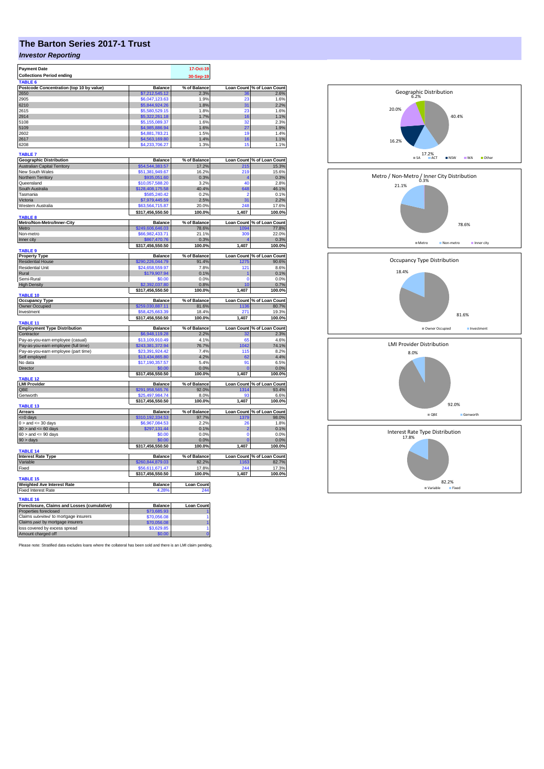# The Barton Series 2017-1 Trust

***Investor Reporting***

| **Payment Date** | **17-Oct-19** |
|---|---|
| **Collections Period ending** | **30-Sep-19** |

**TABLE 6**

| Postcode Concentration (top 10 by value) | Balance | % of Balance | Loan Count | % of Loan Count |
|---|---|---|---|---|
| 2650 | $7,212,545.12 | 2.3% | 36 | 2.6% |
| 2905 | $6,047,123.63 | 1.9% | 23 | 1.6% |
| 6210 | $5,844,924.26 | 1.8% | 31 | 2.2% |
| 2615 | $5,580,529.15 | 1.8% | 23 | 1.6% |
| 2914 | $5,322,261.18 | 1.7% | 16 | 1.1% |
| 5108 | $5,155,089.37 | 1.6% | 32 | 2.3% |
| 5109 | $4,965,886.94 | 1.6% | 27 | 1.9% |
| 2602 | $4,881,783.21 | 1.5% | 19 | 1.4% |
| 2617 | $4,563,169.80 | 1.4% | 16 | 1.1% |
| 6208 | $4,233,706.27 | 1.3% | 15 | 1.1% |

**TABLE 7**

| Geographic Distribution | Balance | % of Balance | Loan Count | % of Loan Count |
|---|---|---|---|---|
| Australian Capital Territory | $54,544,383.57 | 17.2% | 215 | 15.3% |
| New South Wales | $51,381,949.67 | 16.2% | 219 | 15.6% |
| Northern Territory | $935,051.60 | 0.3% | 4 | 0.3% |
| Queensland | $10,057,588.20 | 3.2% | 40 | 2.8% |
| South Australia | $128,408,175.58 | 40.4% | 648 | 46.1% |
| Tasmania | $585,240.42 | 0.2% | 2 | 0.1% |
| Victoria | $7,979,445.59 | 2.5% | 31 | 2.2% |
| Western Australia | $63,564,715.87 | 20.0% | 248 | 17.6% |
| | $317,456,550.50 | 100.0% | 1,407 | 100.0% |

**TABLE 8**

| Metro/Non-Metro/Inner-City | Balance | % of Balance | Loan Count | % of Loan Count |
|---|---|---|---|---|
| Metro | $249,606,646.03 | 78.6% | 1094 | 77.8% |
| Non-metro | $66,982,433.71 | 21.1% | 309 | 22.0% |
| Inner city | $867,470.76 | 0.3% | 4 | 0.3% |
| | $317,456,550.50 | 100.0% | 1,407 | 100.0% |

**TABLE 9**

| Property Type | Balance | % of Balance | Loan Count | % of Loan Count |
|---|---|---|---|---|
| Residential House | $290,226,044.79 | 91.4% | 1275 | 90.6% |
| Residential Unit | $24,658,559.97 | 7.8% | 121 | 8.6% |
| Rural | $179,907.94 | 0.1% | 1 | 0.1% |
| Semi-Rural | $0.00 | 0.0% | 0 | 0.0% |
| High Density | $2,392,037.80 | 0.8% | 10 | 0.7% |
| | $317,456,550.50 | 100.0% | 1,407 | 100.0% |

**TABLE 10**

| Occupancy Type | Balance | % of Balance | Loan Count | % of Loan Count |
|---|---|---|---|---|
| Owner Occupied | $259,030,887.11 | 81.6% | 1136 | 80.7% |
| Investment | $58,425,663.39 | 18.4% | 271 | 19.3% |
| | $317,456,550.50 | 100.0% | 1,407 | 100.0% |

**TABLE 11**

| Employment Type Distribution | Balance | % of Balance | Loan Count | % of Loan Count |
|---|---|---|---|---|
| Contractor | $6,948,119.28 | 2.2% | 32 | 2.3% |
| Pay-as-you-earn employee (casual) | $13,109,910.49 | 4.1% | 65 | 4.6% |
| Pay-as-you-earn employee (full time) | $243,381,372.94 | 76.7% | 1042 | 74.1% |
| Pay-as-you-earn employee (part time) | $23,391,924.42 | 7.4% | 115 | 8.2% |
| Self employed | $13,434,865.80 | 4.2% | 62 | 4.4% |
| No data | $17,190,357.57 | 5.4% | 91 | 6.5% |
| Director | $0.00 | 0.0% | 0 | 0.0% |
| | $317,456,550.50 | 100.0% | 1,407 | 100.0% |

**TABLE 12**

| LMI Provider | Balance | % of Balance | Loan Count | % of Loan Count |
|---|---|---|---|---|
| QBE | $291,958,565.76 | 92.0% | 1314 | 93.4% |
| Genworth | $25,497,984.74 | 8.0% | 93 | 6.6% |
| | $317,456,550.50 | 100.0% | 1,407 | 100.0% |

**TABLE 13**

| Arrears | Balance | % of Balance | Loan Count | % of Loan Count |
|---|---|---|---|---|
| <=0 days | $310,192,334.53 | 97.7% | 1379 | 98.0% |
| 0 > and <= 30 days | $6,967,084.53 | 2.2% | 26 | 1.8% |
| 30 > and <= 60 days | $297,131.44 | 0.1% | 2 | 0.1% |
| 60 > and <= 90 days | $0.00 | 0.0% | 0 | 0.0% |
| 90 > days | $0.00 | 0.0% | 0 | 0.0% |
| | $317,456,550.50 | 100.0% | 1,407 | 100.0% |

**TABLE 14**

| Interest Rate Type | Balance | % of Balance | Loan Count | % of Loan Count |
|---|---|---|---|---|
| Variable | $260,844,879.03 | 82.2% | 1163 | 82.7% |
| Fixed | $56,611,671.47 | 17.8% | 244 | 17.3% |
| | $317,456,550.50 | 100.0% | 1,407 | 100.0% |

**TABLE 15**

| Weighted Ave Interest Rate | Balance | Loan Count |
|---|---|---|
| Fixed Interest Rate | 4.28% | 244 |

**TABLE 16**

| Foreclosure, Claims and Losses (cumulative) | Balance | Loan Count |
|---|---|---|
| Properties foreclosed | $73,685.93 | 1 |
| Claims *submitted* to mortgage insurers | $70,056.08 | 1 |
| Claims *paid* by mortgage insurers | $70,056.08 | 1 |
| loss covered by excess spread | $3,629.85 | 1 |
| Amount charged off | $0.00 | 0 |

Please note: Stratified data excludes loans where the collateral has been sold and there is an LMI claim pending.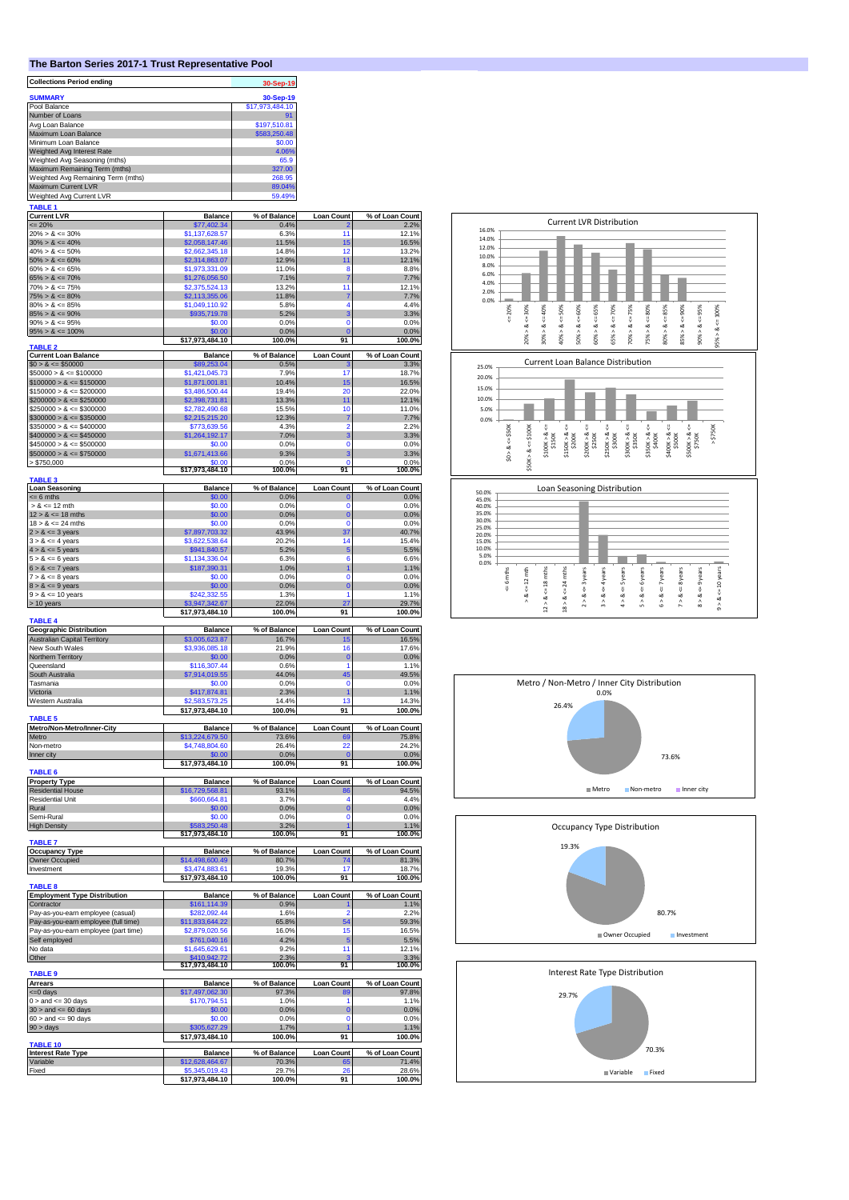# The Barton Series 2017-1 Trust Representative Pool

| Collections Period ending | 30-Sep-19 |
|---|---|

| SUMMARY | 30-Sep-19 |
|---|---|
| Pool Balance | $17,973,484.10 |
| Number of Loans | 91 |
| Avg Loan Balance | $197,510.81 |
| Maximum Loan Balance | $583,250.48 |
| Minimum Loan Balance | $0.00 |
| Weighted Avg Interest Rate | 4.06% |
| Weighted Avg Seasoning (mths) | 65.9 |
| Maximum Remaining Term (mths) | 327.00 |
| Weighted Avg Remaining Term (mths) | 268.95 |
| Maximum Current LVR | 89.04% |
| Weighted Avg Current LVR | 59.49% |

**TABLE 1**

| Current LVR | Balance | % of Balance | Loan Count | % of Loan Count |
|---|---|---|---|---|
| <= 20% | $77,402.34 | 0.4% | 2 | 2.2% |
| 20% > & <= 30% | $1,137,628.57 | 6.3% | 11 | 12.1% |
| 30% > & <= 40% | $2,058,147.46 | 11.5% | 15 | 16.5% |
| 40% > & <= 50% | $2,662,345.18 | 14.8% | 12 | 13.2% |
| 50% > & <= 60% | $2,314,863.07 | 12.9% | 11 | 12.1% |
| 60% > & <= 65% | $1,973,331.09 | 11.0% | 8 | 8.8% |
| 65% > & <= 70% | $1,276,056.50 | 7.1% | 7 | 7.7% |
| 70% > & <= 75% | $2,375,524.13 | 13.2% | 11 | 12.1% |
| 75% > & <= 80% | $2,113,355.06 | 11.8% | 7 | 7.7% |
| 80% > & <= 85% | $1,049,110.92 | 5.8% | 4 | 4.4% |
| 85% > & <= 90% | $935,719.78 | 5.2% | 3 | 3.3% |
| 90% > & <= 95% | $0.00 | 0.0% | 0 | 0.0% |
| 95% > & <= 100% | $0.00 | 0.0% | 0 | 0.0% |
| | $17,973,484.10 | 100.0% | 91 | 100.0% |

**TABLE 2**

| Current Loan Balance | Balance | % of Balance | Loan Count | % of Loan Count |
|---|---|---|---|---|
| $0 > & <= $50000 | $89,253.04 | 0.5% | 3 | 3.3% |
| $50000 > & <= $100000 | $1,421,045.73 | 7.9% | 17 | 18.7% |
| $100000 > & <= $150000 | $1,871,001.81 | 10.4% | 15 | 16.5% |
| $150000 > & <= $200000 | $3,486,500.44 | 19.4% | 20 | 22.0% |
| $200000 > & <= $250000 | $2,398,731.81 | 13.3% | 11 | 12.1% |
| $250000 > & <= $300000 | $2,782,490.68 | 15.5% | 10 | 11.0% |
| $300000 > & <= $350000 | $2,215,215.20 | 12.3% | 7 | 7.7% |
| $350000 > & <= $400000 | $773,639.56 | 4.3% | 2 | 2.2% |
| $400000 > & <= $450000 | $1,264,192.17 | 7.0% | 3 | 3.3% |
| $450000 > & <= $500000 | $0.00 | 0.0% | 0 | 0.0% |
| $500000 > & <= $750000 | $1,671,413.66 | 9.3% | 3 | 3.3% |
| > $750,000 | $0.00 | 0.0% | 0 | 0.0% |
| | $17,973,484.10 | 100.0% | 91 | 100.0% |

**TABLE 3**

| Loan Seasoning | Balance | % of Balance | Loan Count | % of Loan Count |
|---|---|---|---|---|
| <= 6 mths | $0.00 | 0.0% | 0 | 0.0% |
| > & <= 12 mth | $0.00 | 0.0% | 0 | 0.0% |
| 12 > & <= 18 mths | $0.00 | 0.0% | 0 | 0.0% |
| 18 > & <= 24 mths | $0.00 | 0.0% | 0 | 0.0% |
| 2 > & <= 3 years | $7,897,703.32 | 43.9% | 37 | 40.7% |
| 3 > & <= 4 years | $3,622,538.64 | 20.2% | 14 | 15.4% |
| 4 > & <= 5 years | $941,840.57 | 5.2% | 5 | 5.5% |
| 5 > & <= 6 years | $1,134,336.04 | 6.3% | 6 | 6.6% |
| 6 > & <= 7 years | $187,390.31 | 1.0% | 1 | 1.1% |
| 7 > & <= 8 years | $0.00 | 0.0% | 0 | 0.0% |
| 8 > & <= 9 years | $0.00 | 0.0% | 0 | 0.0% |
| 9 > & <= 10 years | $242,332.55 | 1.3% | 1 | 1.1% |
| > 10 years | $3,947,342.67 | 22.0% | 27 | 29.7% |
| | $17,973,484.10 | 100.0% | 91 | 100.0% |

**TABLE 4**

| Geographic Distribution | Balance | % of Balance | Loan Count | % of Loan Count |
|---|---|---|---|---|
| Australian Capital Territory | $3,005,623.87 | 16.7% | 15 | 16.5% |
| New South Wales | $3,936,085.18 | 21.9% | 16 | 17.6% |
| Northern Territory | $0.00 | 0.0% | 0 | 0.0% |
| Queensland | $116,307.44 | 0.6% | 1 | 1.1% |
| South Australia | $7,914,019.55 | 44.0% | 45 | 49.5% |
| Tasmania | $0.00 | 0.0% | 0 | 0.0% |
| Victoria | $417,874.81 | 2.3% | 1 | 1.1% |
| Western Australia | $2,583,573.25 | 14.4% | 13 | 14.3% |
| | $17,973,484.10 | 100.0% | 91 | 100.0% |

**TABLE 5**

| Metro/Non-Metro/Inner-City | Balance | % of Balance | Loan Count | % of Loan Count |
|---|---|---|---|---|
| Metro | $13,224,679.50 | 73.6% | 69 | 75.8% |
| Non-metro | $4,748,804.60 | 26.4% | 22 | 24.2% |
| Inner city | $0.00 | 0.0% | 0 | 0.0% |
| | $17,973,484.10 | 100.0% | 91 | 100.0% |

**TABLE 6**

| Property Type | Balance | % of Balance | Loan Count | % of Loan Count |
|---|---|---|---|---|
| Residential House | $16,729,568.81 | 93.1% | 86 | 94.5% |
| Residential Unit | $660,664.81 | 3.7% | 4 | 4.4% |
| Rural | $0.00 | 0.0% | 0 | 0.0% |
| Semi-Rural | $0.00 | 0.0% | 0 | 0.0% |
| High Density | $583,250.48 | 3.2% | 1 | 1.1% |
| | $17,973,484.10 | 100.0% | 91 | 100.0% |

**TABLE 7**

| Occupancy Type | Balance | % of Balance | Loan Count | % of Loan Count |
|---|---|---|---|---|
| Owner Occupied | $14,498,600.49 | 80.7% | 74 | 81.3% |
| Investment | $3,474,883.61 | 19.3% | 17 | 18.7% |
| | $17,973,484.10 | 100.0% | 91 | 100.0% |

**TABLE 8**

| Employment Type Distribution | Balance | % of Balance | Loan Count | % of Loan Count |
|---|---|---|---|---|
| Contractor | $161,114.39 | 0.9% | 1 | 1.1% |
| Pay-as-you-earn employee (casual) | $282,092.44 | 1.6% | 2 | 2.2% |
| Pay-as-you-earn employee (full time) | $11,833,644.22 | 65.8% | 54 | 59.3% |
| Pay-as-you-earn employee (part time) | $2,879,020.56 | 16.0% | 15 | 16.5% |
| Self employed | $761,040.16 | 4.2% | 5 | 5.5% |
| No data | $1,645,629.61 | 9.2% | 11 | 12.1% |
| Other | $410,942.72 | 2.3% | 3 | 3.3% |
| | $17,973,484.10 | 100.0% | 91 | 100.0% |

**TABLE 9**

| Arrears | Balance | % of Balance | Loan Count | % of Loan Count |
|---|---|---|---|---|
| <=0 days | $17,497,062.30 | 97.3% | 89 | 97.8% |
| 0 > and <= 30 days | $170,794.51 | 1.0% | 1 | 1.1% |
| 30 > and <= 60 days | $0.00 | 0.0% | 0 | 0.0% |
| 60 > and <= 90 days | $0.00 | 0.0% | 0 | 0.0% |
| 90 > days | $305,627.29 | 1.7% | 1 | 1.1% |
| | $17,973,484.10 | 100.0% | 91 | 100.0% |

**TABLE 10**

| Interest Rate Type | Balance | % of Balance | Loan Count | % of Loan Count |
|---|---|---|---|---|
| Variable | $12,628,464.67 | 70.3% | 65 | 71.4% |
| Fixed | $5,345,019.43 | 29.7% | 26 | 28.6% |
| | $17,973,484.10 | 100.0% | 91 | 100.0% |

Current LVR Distribution

16.0%
14.0%
12.0%
10.0%
8.0%
6.0%
4.0%
2.0%
0.0%

<= 20%
20% > & <= 30%
30% > & <= 40%
40% > & <= 50%
50% > & <= 60%
60% > & <= 65%
65% > & <= 70%
70% > & <= 75%
75% > & <= 80%
80% > & <= 85%
85% > & <= 90%
90% > & <= 95%
95% > & <= 100%

Current Loan Balance Distribution

25.0%
20.0%
15.0%
10.0%
5.0%
0.0%

$0 > & <= $50K
$50K > & <= $100K
$100K > & <= $150K
$150K > & <= $200K
$200K > & <= $250K
$250K > & <= $300K
$300K > & <= $350K
$350K > & <= $400K
$400K > & <= $500K
$500K > & <= $750K
> $750K

Loan Seasoning Distribution

50.0%
45.0%
40.0%
35.0%
30.0%
25.0%
20.0%
15.0%
10.0%
5.0%
0.0%

<= 6 mths
> & <= 12 mth
12 > & <= 18 mths
18 > & <= 24 mths
2 > & <= 3 years
3 > & <= 4 years
4 > & <= 5 years
5 > & <= 6 years
6 > & <= 7 years
7 > & <= 8 years
8 > & <= 9 years
9 > & <= 10 years

Metro / Non-Metro / Inner City Distribution

0.0%
26.4%
73.6%

Metro
Non-metro
Inner city

Occupancy Type Distribution

19.3%
80.7%

Owner Occupied
Investment

Interest Rate Type Distribution

29.7%
70.3%

Variable
Fixed